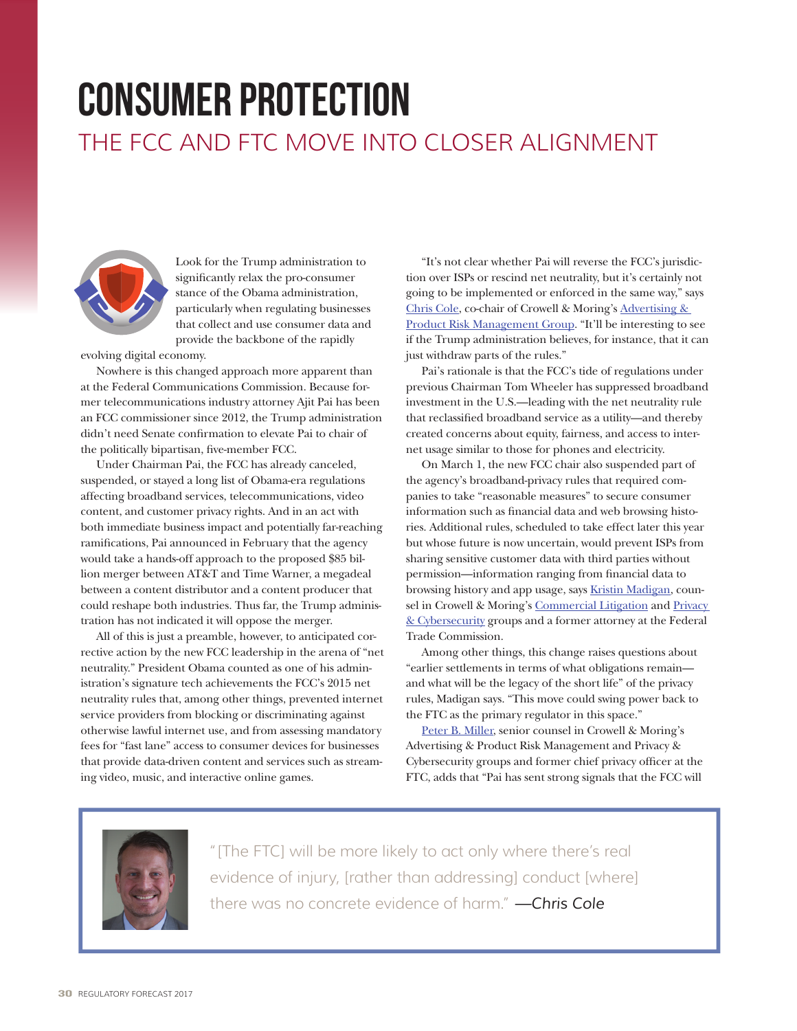# CONSUMER PROTECTION

## THE FCC AND FTC MOVE INTO CLOSER ALIGNMENT

Look for the Trump administration to significantly relax the pro-consumer stance of the Obama administration, particularly when regulating businesses that collect and use consumer data and provide the backbone of the rapidly evolving digital economy.

Nowhere is this changed approach more apparent than at the Federal Communications Commission. Because former telecommunications industry attorney Ajit Pai has been an FCC commissioner since 2012, the Trump administration didn't need Senate confirmation to elevate Pai to chair of the politically bipartisan, five-member FCC.

Under Chairman Pai, the FCC has already canceled, suspended, or stayed a long list of Obama-era regulations affecting broadband services, telecommunications, video content, and customer privacy rights. And in an act with both immediate business impact and potentially far-reaching ramifications, Pai announced in February that the agency would take a hands-off approach to the proposed $85 billion merger between AT&T and Time Warner, a megadeal between a content distributor and a content producer that could reshape both industries. Thus far, the Trump administration has not indicated it will oppose the merger.

All of this is just a preamble, however, to anticipated corrective action by the new FCC leadership in the arena of "net neutrality." President Obama counted as one of his administration's signature tech achievements the FCC's 2015 net neutrality rules that, among other things, prevented internet service providers from blocking or discriminating against otherwise lawful internet use, and from assessing mandatory fees for "fast lane" access to consumer devices for businesses that provide data-driven content and services such as streaming video, music, and interactive online games.

"It's not clear whether Pai will reverse the FCC's jurisdiction over ISPs or rescind net neutrality, but it's certainly not going to be implemented or enforced in the same way," says Chris Cole, co-chair of Crowell & Moring's Advertising & Product Risk Management Group. "It'll be interesting to see if the Trump administration believes, for instance, that it can just withdraw parts of the rules."

Pai's rationale is that the FCC's tide of regulations under previous Chairman Tom Wheeler has suppressed broadband investment in the U.S.—leading with the net neutrality rule that reclassified broadband service as a utility—and thereby created concerns about equity, fairness, and access to internet usage similar to those for phones and electricity.

On March 1, the new FCC chair also suspended part of the agency's broadband-privacy rules that required companies to take "reasonable measures" to secure consumer information such as financial data and web browsing histories. Additional rules, scheduled to take effect later this year but whose future is now uncertain, would prevent ISPs from sharing sensitive customer data with third parties without permission—information ranging from financial data to browsing history and app usage, says Kristin Madigan, counsel in Crowell & Moring's Commercial Litigation and Privacy & Cybersecurity groups and a former attorney at the Federal Trade Commission.

Among other things, this change raises questions about "earlier settlements in terms of what obligations remain—and what will be the legacy of the short life" of the privacy rules, Madigan says. "This move could swing power back to the FTC as the primary regulator in this space."

Peter B. Miller, senior counsel in Crowell & Moring's Advertising & Product Risk Management and Privacy & Cybersecurity groups and former chief privacy officer at the FTC, adds that "Pai has sent strong signals that the FCC will

> "[The FTC] will be more likely to act only where there's real evidence of injury, [rather than addressing] conduct [where] there was no concrete evidence of harm." *—Chris Cole*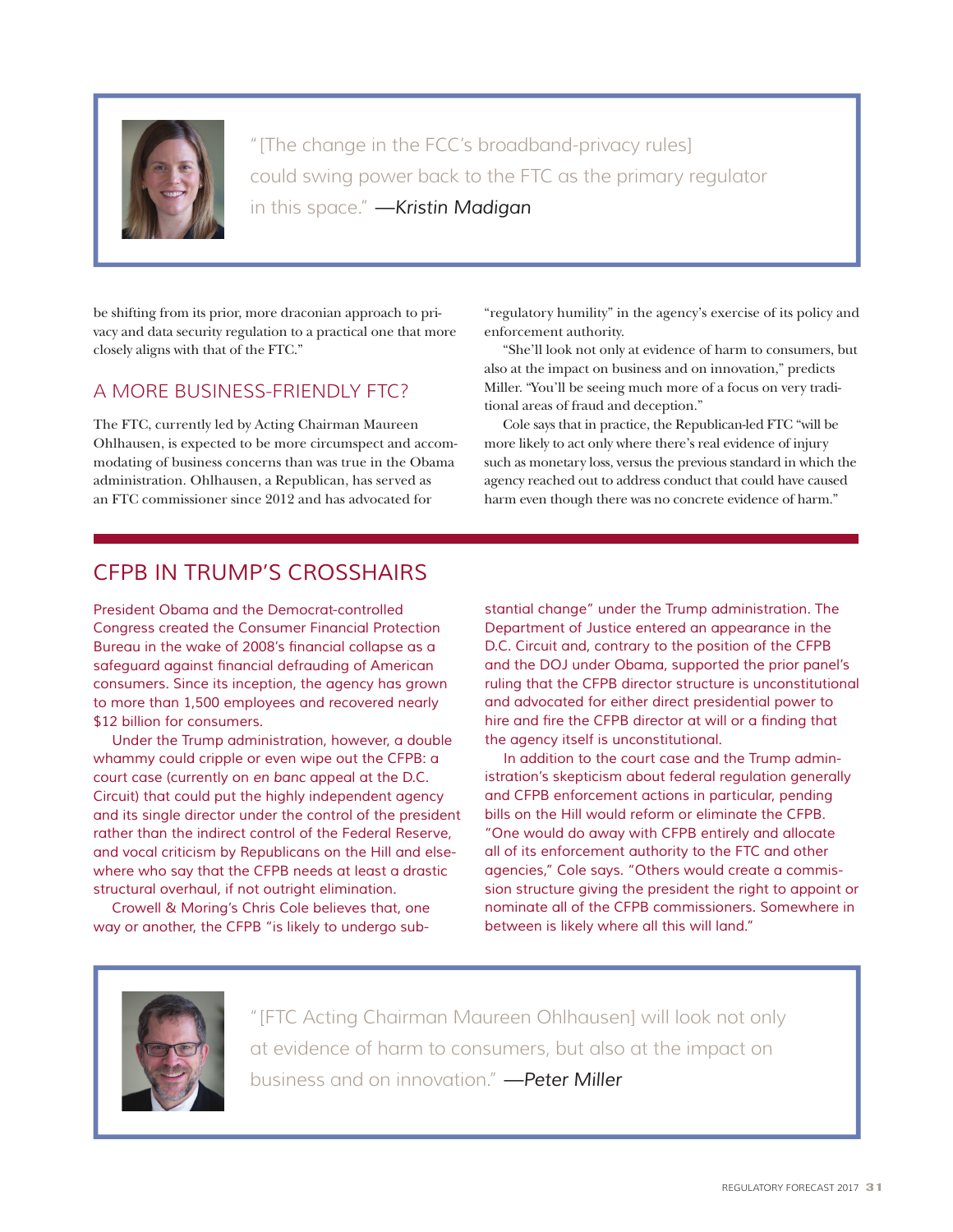"[The change in the FCC's broadband-privacy rules] could swing power back to the FTC as the primary regulator in this space." *—Kristin Madigan*

be shifting from its prior, more draconian approach to privacy and data security regulation to a practical one that more closely aligns with that of the FTC."

## A MORE BUSINESS-FRIENDLY FTC?

The FTC, currently led by Acting Chairman Maureen Ohlhausen, is expected to be more circumspect and accommodating of business concerns than was true in the Obama administration. Ohlhausen, a Republican, has served as an FTC commissioner since 2012 and has advocated for "regulatory humility" in the agency's exercise of its policy and enforcement authority.

"She'll look not only at evidence of harm to consumers, but also at the impact on business and on innovation," predicts Miller. "You'll be seeing much more of a focus on very traditional areas of fraud and deception."

Cole says that in practice, the Republican-led FTC "will be more likely to act only where there's real evidence of injury such as monetary loss, versus the previous standard in which the agency reached out to address conduct that could have caused harm even though there was no concrete evidence of harm."

## CFPB IN TRUMP'S CROSSHAIRS

President Obama and the Democrat-controlled Congress created the Consumer Financial Protection Bureau in the wake of 2008's financial collapse as a safeguard against financial defrauding of American consumers. Since its inception, the agency has grown to more than 1,500 employees and recovered nearly $12 billion for consumers.

Under the Trump administration, however, a double whammy could cripple or even wipe out the CFPB: a court case (currently on *en banc* appeal at the D.C. Circuit) that could put the highly independent agency and its single director under the control of the president rather than the indirect control of the Federal Reserve, and vocal criticism by Republicans on the Hill and elsewhere who say that the CFPB needs at least a drastic structural overhaul, if not outright elimination.

Crowell & Moring's Chris Cole believes that, one way or another, the CFPB "is likely to undergo substantial change" under the Trump administration. The Department of Justice entered an appearance in the D.C. Circuit and, contrary to the position of the CFPB and the DOJ under Obama, supported the prior panel's ruling that the CFPB director structure is unconstitutional and advocated for either direct presidential power to hire and fire the CFPB director at will or a finding that the agency itself is unconstitutional.

In addition to the court case and the Trump administration's skepticism about federal regulation generally and CFPB enforcement actions in particular, pending bills on the Hill would reform or eliminate the CFPB. "One would do away with CFPB entirely and allocate all of its enforcement authority to the FTC and other agencies," Cole says. "Others would create a commission structure giving the president the right to appoint or nominate all of the CFPB commissioners. Somewhere in between is likely where all this will land."

"[FTC Acting Chairman Maureen Ohlhausen] will look not only at evidence of harm to consumers, but also at the impact on business and on innovation." *—Peter Miller*